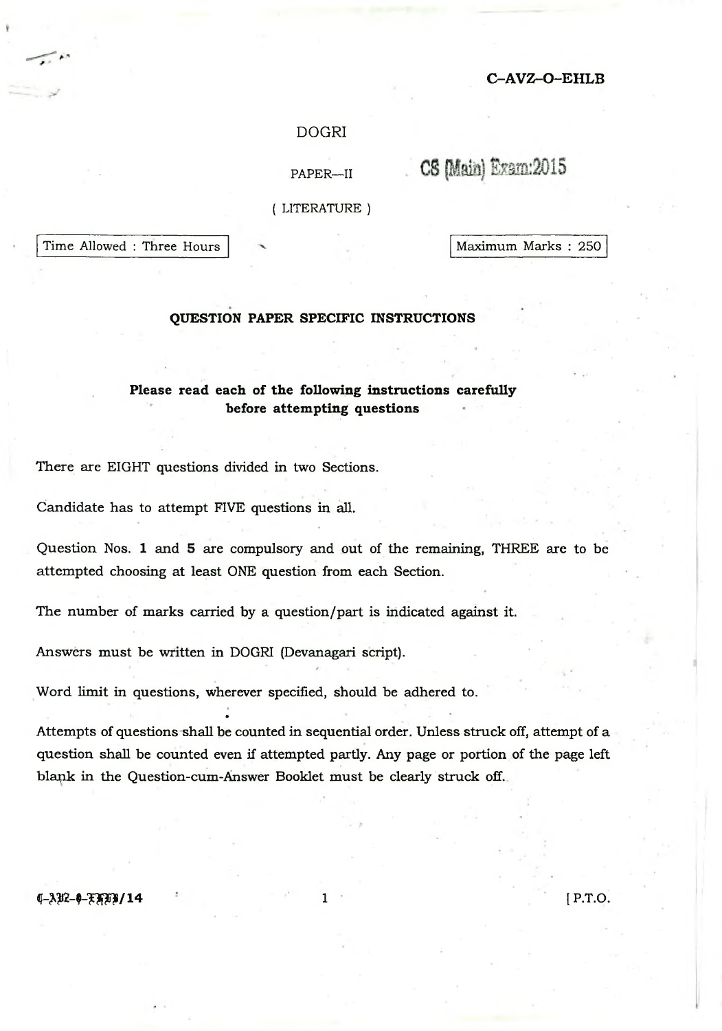**C–AVZ–O–EHLB**

# DOGRI

PAPER—II

**CS (Main) Exam:2015**

( LITERATURE )

| Time Allowed : Three Hours | Maximum Marks : 250 |
|---|---|

## QUESTION PAPER SPECIFIC INSTRUCTIONS

**Please read each of the following instructions carefully before attempting questions**

There are EIGHT questions divided in two Sections.

Candidate has to attempt FIVE questions in all.

Question Nos. **1** and **5** are compulsory and out of the remaining, THREE are to be attempted choosing at least ONE question from each Section.

The number of marks carried by a question/part is indicated against it.

Answers must be written in DOGRI (Devanagari script).

Word limit in questions, wherever specified, should be adhered to.

Attempts of questions shall be counted in sequential order. Unless struck off, attempt of a question shall be counted even if attempted partly. Any page or portion of the page left blank in the Question-cum-Answer Booklet must be clearly struck off.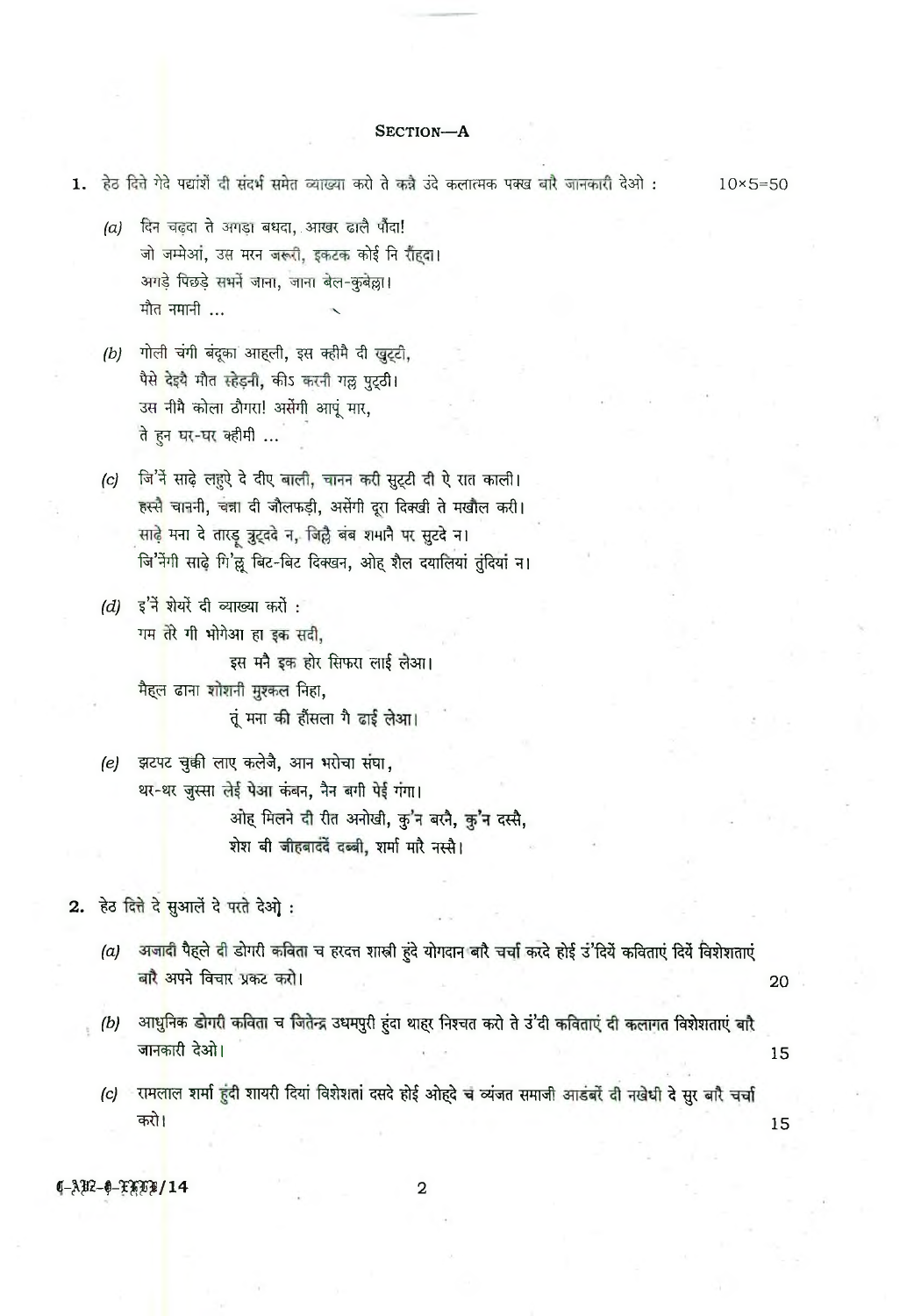## SECTION—A

**1.** हेठ दित्ते गेदे पद्यांशें दी संदर्भ समेत व्याख्या करो ते कन्नै उंदे कलात्मक पक्ख बारै जानकारी देओ : 10×5=50

(a) दिन चढ़दा ते अगड़ा बधदा, आखर ढालै पौंदा!
जो जम्मेआं, उस मरन जरूरी, इकटक कोई नि रौंह्दा।
अगड़े पिछड़े सभनें जाना, जाना बेल-कुबेल्ला।
मौत नमानी ...

(b) गोली चंगी बंदूका आह्ली, इस व्हीमै दी खुट्टी,
पैसे देइयै मौत स्हेड़नी, कीऽ करनी गल्ल पुट्ठी।
उस नीमै कोला ठौगरा! असेंगी आपूं मार,
ते हुन घर-घर व्हीमी ...

(c) जि'नें साढ़े लहुऐ दे दीए बाली, चानन करी सुट्टी दी ऐ रात काली।
हस्सै चाननी, चन्ना दी जौलफड़ी, असेंगी दूरा दिक्खी ते मखौल करी।
साढ़े मना दे तारडू त्रुट्दे न, जिह्लै बंब शमानै पर सुटदे न।
जि'नेंगी साढ़े गि'लू बिट-बिट दिक्खन, ओह् शैल दयालियां तुंदियां न।

(d) इ'नें शेयरें दी व्याख्या करो :
गम तेरे गी भोगेआ हा इक सदी,
इस मनै इक होर सिफरा लाई लेआ।
मैह्ल ढाना शोशनी मुश्कल निहा,
तूं मना की हौंसला गै ढाई लेआ।

(e) झटपट चुकी लाए कलेजै, आन भरोचा संघा,
थर-थर जुस्सा लेई पेआ कंबन, नैन बगी पेई गंगा।
ओह् मिलने दी रीत अनोखी, कु'न बरनै, कु'न दस्सै,
शेश बी जीहबादें दब्बी, शर्मा मारै नस्सै।

**2.** हेठ दित्ते दे सुआलें दे परते देओ :

(a) अजादी पैह्ले दी डोगरी कविता च हरदत्त शास्त्री हुंदे योगदान बारै चर्चा करदे होई उं'दियें कविताएं दियें विशेशताएं बारै अपने विचार प्रकट करो। 20

(b) आधुनिक डोगरी कविता च जितेन्द्र उधमपुरी हुंदा थाहर निश्चत करो ते उं'दी कविताएं दी कलागत विशेशताएं बारै जानकारी देओ। 15

(c) रामलाल शर्मा हुंदी शायरी दियां विशेशतां दसदे होई ओह्दे च व्यंजत समाजी आडंबरें दी नखेधी दे सुर बारै चर्चा करो। 15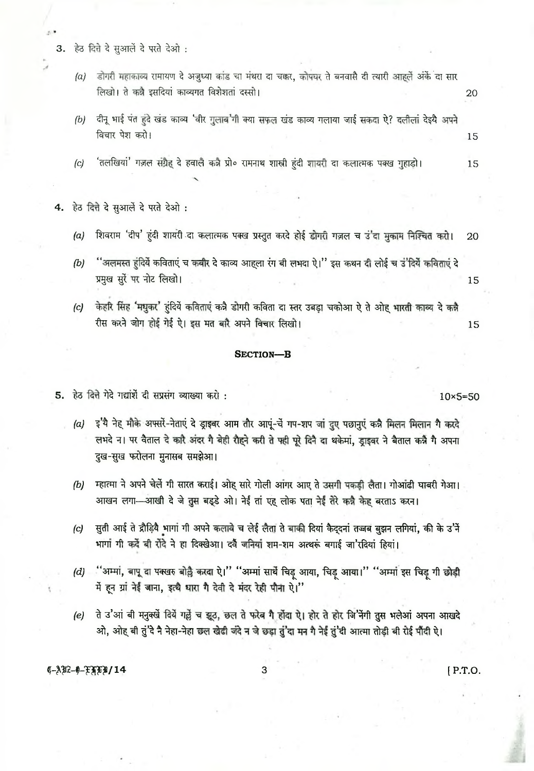3. हेठ दित्ते दे सुआलें दे परते देओ :

(a) डोगरी महाकाव्य रामायण दे अजुध्या कांड चा मंथरा दा चक्कर, कोपघर ते बनवासै दी त्यारी आह्‌लें अंकें दा सार लिखो। ते कन्नै इसदियां काव्यगत विशेशतां दस्सो। 20

(b) दीनू भाई पंत हुंदे खंड काव्य 'वीर गुलाब'गी क्या सफल खंड काव्य गलाया जाई सकदा ऐ? दलीलां देइयै अपने विचार पेश करो। 15

(c) 'तलखियां' गज़ल संग्रैह् दे हवालै कन्नै प्रो० रामनाथ शास्त्री हुंदी शायरी दा कलात्मक पक्ख गुहाड़ो। 15

4. हेठ दित्ते दे सुआलें दे परते देओ :

(a) शिवराम 'दीप' हुंदी शायरी दा कलात्मक पक्ख प्रस्तुत करदे होई डोगरी गज़ल च उं'दा मुकाम निश्चित करो। 20

(b) "अलमस्त हुंदियें कविताएं च कबीर दे काव्य आह्‌ला रंग बी लभदा ऐ।" इस कथन दी लोई च उं'दियें कविताएं दे प्रमुख सुरें पर नोट लिखो। 15

(c) केहरि सिंह 'मधुकर' हुंदियें कविताएं कन्नै डोगरी कविता दा स्तर उबड़ा चकोआ ऐ ते ओह् भारती काव्य दे कन्नै रीस करने जोग होई गेई ऐ। इस मत बारै अपने विचार लिखो। 15

## SECTION—B

5. हेठ दित्ते गेदे गद्यांशें दी सप्रसंग व्याख्या करो : 10×5=50

(a) इ'यै नेह् मौके अफ्सरें-नेताएं दे ड्राइवर आम तौर आपूं-चें गप-शप जां दुए पछानुएं कन्नै मिलन मिलान गै करदे लभदे न। पर वैताल दे कारै अंदर गै बेही रौह्‌ने करी ते पही पूरे दिनै दा थकेमां, ड्राइवर ने बैताल कन्नै गै अपना दुख-सुख फरोलना मुनासब समझेआ।

(b) म्हात्मा ने अपने चेलें गी सारत कराई। ओह् सारे गोली आंगर आए ते उसगी पकड़ी लैता। गोआंढी घाबरी गेआ। आखन लगा—आखी दे जे तुस बड्डे ओ। नेईं तां एह् लोक पता नेईं तेरे कन्नै केह् बरताऽ करन।

(c) सुती आई ते द्रौड़िये भागां गी अपने कलावे च लेई लैता ते बाकी दियां कैद्दनां तज्जब बुझन लगियां, की के उं'नें भागां गी कदें बी रौंदे ने हा दिक्खेआ। दवै जनियां शम-शम अत्थरूं बगाई जा'रदियां हियां।

(d) "अम्मां, बापू दा पक्खरू बोल्लै करदा ऐ।" "अम्मां सार्थे चिड़ू आया, चिड़ू आया।" "अम्मां इस चिड़ू गी छोड़ी में हून ग्रां नेईं जाना, इत्थै धारा गै देवी दे मंदर रेही पौना ऐ।"

(e) ते उ'आं बी मनुक्खे दियें गल्लें च झूठ, छल ते फरेब गै होंदा ऐ। होर ते होर जि'नेंगी तुस भलेआं अपना आखदे ओ, ओह् बी तुं'दे नै नेहा-नेहा छल खेढी जंदे न जे छड़ा तुं'दा मन गै नेईं तुं'दी आत्मा तोड़ी बी रोई पौंदी ऐ।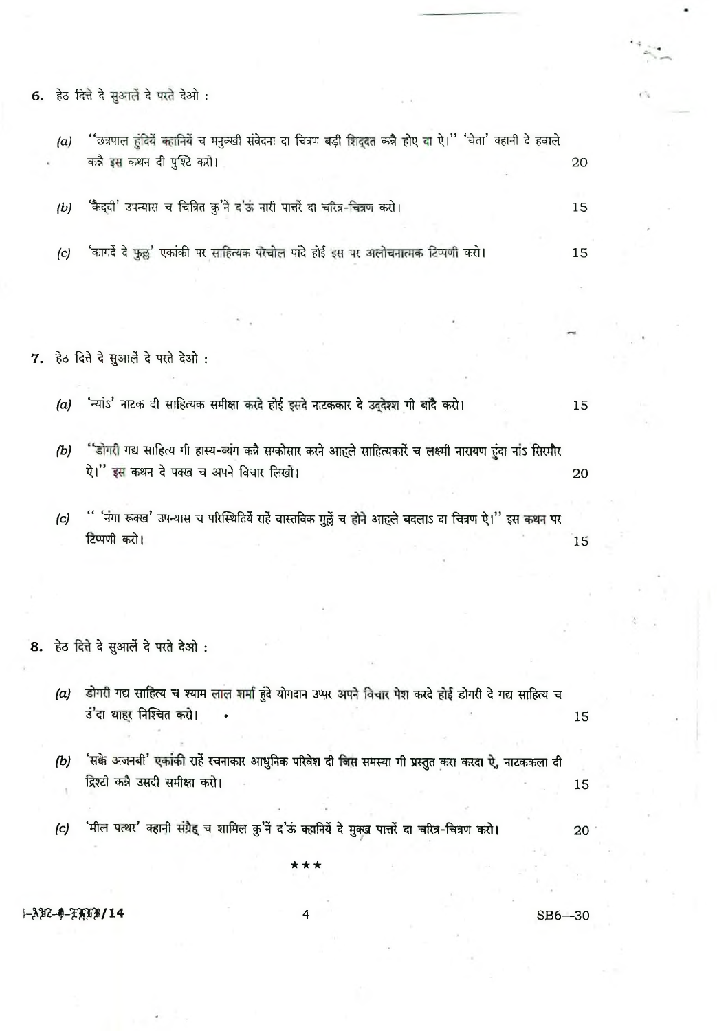6. हेठ दित्ते दे सुआलें दे परते देओ :

(a) "छत्रपाल हुंदियें क्हानियें च मनुक्खी संवेदना दा चित्रण बड़ी शिद्दत कन्नै होए दा ऐ।" 'चेता' क्हानी दे हवाले कन्नै इस कथन दी पुश्टि करो। 20

(b) 'कैद्दी' उपन्यास च चित्रित कु'नें द'ऊं नारी पात्तरें दा चरित्र-चित्रण करो। 15

(c) 'कागदें दे फुल्ल' एकांकी पर साहित्यक परेचोल पांदे होई इस पर अलोचनात्मक टिप्पणी करो। 15

7. हेठ दित्ते दे सुआलें दे परते देओ :

(a) 'न्यांऽ' नाटक दी साहित्यक समीक्षा करदे होई इसदे नाटककार दे उद्देश्श गी बाद करो। 15

(b) "डोगरी गद्य साहित्य गी हास्य-व्यंग कन्नै सम्कोसार करने आह्ले साहित्यकारें च लक्ष्मी नारायण हुंदा नांऽ सिरमौर ऐ।" इस कथन दे पक्ख च अपने विचार लिखो। 20

(c) " 'नंगा रूक्ख' उपन्यास च परिस्थितियें राहें वास्तविक मुल्लें च होने आह्ले बदलाऽ दा चित्रण ऐ।" इस कथन पर टिप्पणी करो। 15

8. हेठ दित्ते दे सुआलें दे परते देओ :

(a) डोगरी गद्य साहित्य च श्याम लाल शर्मा हुंदे योगदान उप्पर अपने विचार पेश करदे होई डोगरी दे गद्य साहित्य च उं'दा थाहर निश्चित करो। 15

(b) 'सक्के अजनबी' एकांकी राहें रचनाकार आधुनिक परिवेश दी जिस समस्या गी प्रस्तुत करा करदा ऐ, नाटककला दी द्रिश्टी कन्नै उसदी समीक्षा करो। 15

(c) 'मील पत्थर' क्हानी संग्रेह् च शामिल कु'नें द'ऊं क्हानियें दे मुक्ख पात्तरें दा चरित्र-चित्रण करो। 20

★★★